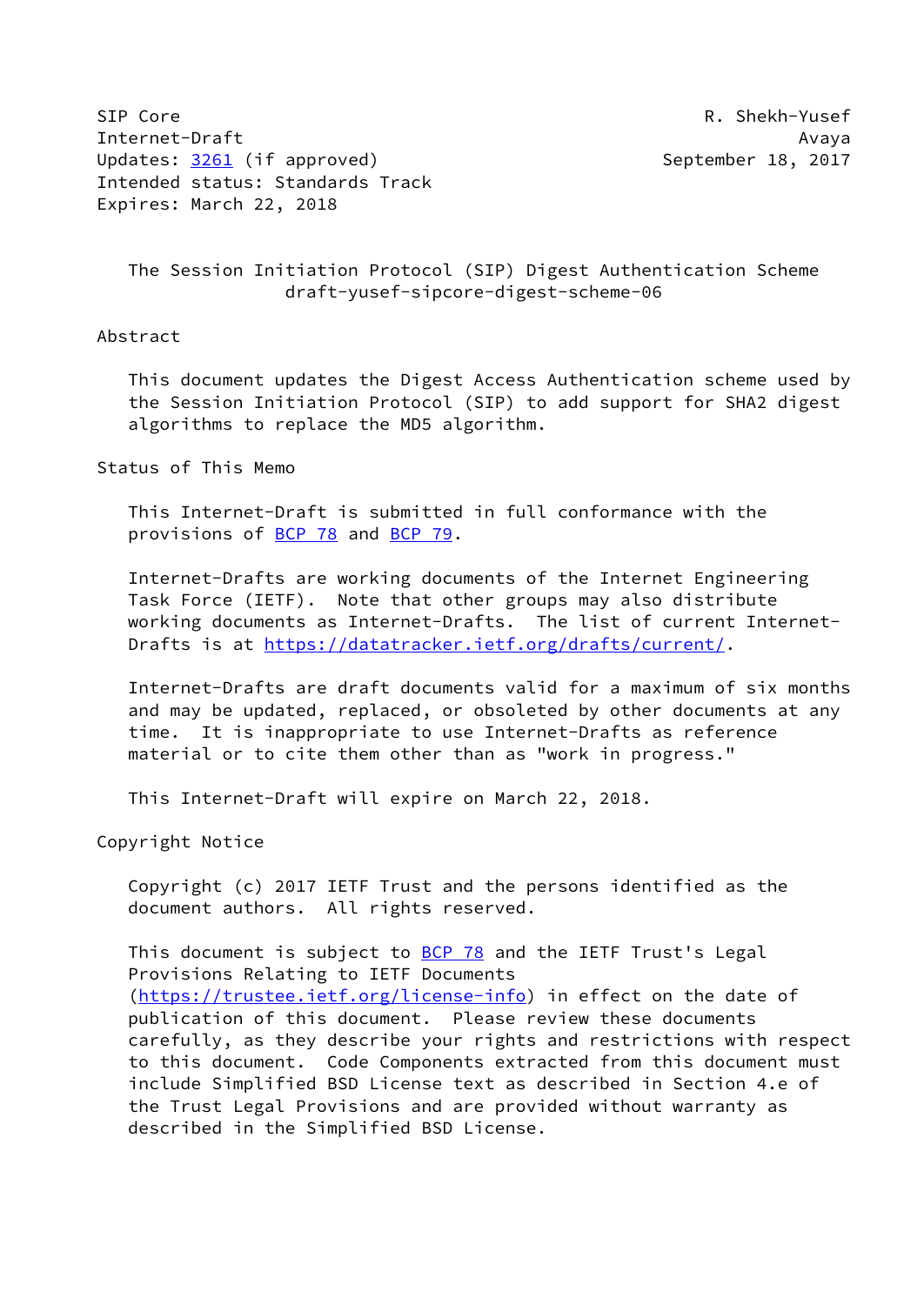SIP Core R. Shekh-Yusef
Internet-Draft Avaya
Updates: 3261 (if approved) September 18, 2017
Intended status: Standards Track
Expires: March 22, 2018

# The Session Initiation Protocol (SIP) Digest Authentication Scheme
draft-yusef-sipcore-digest-scheme-06

## Abstract

This document updates the Digest Access Authentication scheme used by the Session Initiation Protocol (SIP) to add support for SHA2 digest algorithms to replace the MD5 algorithm.

## Status of This Memo

This Internet-Draft is submitted in full conformance with the provisions of BCP 78 and BCP 79.

Internet-Drafts are working documents of the Internet Engineering Task Force (IETF). Note that other groups may also distribute working documents as Internet-Drafts. The list of current Internet-Drafts is at https://datatracker.ietf.org/drafts/current/.

Internet-Drafts are draft documents valid for a maximum of six months and may be updated, replaced, or obsoleted by other documents at any time. It is inappropriate to use Internet-Drafts as reference material or to cite them other than as "work in progress."

This Internet-Draft will expire on March 22, 2018.

## Copyright Notice

Copyright (c) 2017 IETF Trust and the persons identified as the document authors. All rights reserved.

This document is subject to BCP 78 and the IETF Trust's Legal Provisions Relating to IETF Documents (https://trustee.ietf.org/license-info) in effect on the date of publication of this document. Please review these documents carefully, as they describe your rights and restrictions with respect to this document. Code Components extracted from this document must include Simplified BSD License text as described in Section 4.e of the Trust Legal Provisions and are provided without warranty as described in the Simplified BSD License.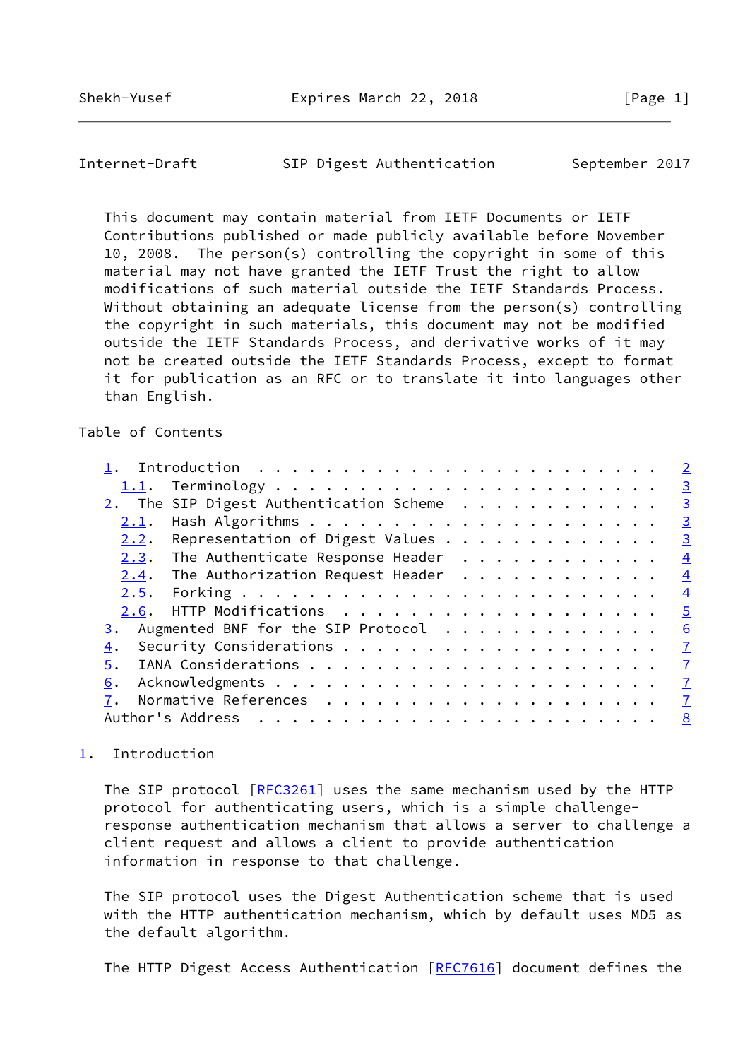This document may contain material from IETF Documents or IETF Contributions published or made publicly available before November 10, 2008. The person(s) controlling the copyright in some of this material may not have granted the IETF Trust the right to allow modifications of such material outside the IETF Standards Process. Without obtaining an adequate license from the person(s) controlling the copyright in such materials, this document may not be modified outside the IETF Standards Process, and derivative works of it may not be created outside the IETF Standards Process, except to format it for publication as an RFC or to translate it into languages other than English.

Table of Contents

```
   1.  Introduction . . . . . . . . . . . . . . . . . . . . . . . .   2
     1.1.  Terminology . . . . . . . . . . . . . . . . . . . . . . .   3
   2.  The SIP Digest Authentication Scheme  . . . . . . . . . . . .   3
     2.1.  Hash Algorithms . . . . . . . . . . . . . . . . . . . . .   3
     2.2.  Representation of Digest Values . . . . . . . . . . . . .   3
     2.3.  The Authenticate Response Header  . . . . . . . . . . . .   4
     2.4.  The Authorization Request Header  . . . . . . . . . . . .   4
     2.5.  Forking . . . . . . . . . . . . . . . . . . . . . . . . .   4
     2.6.  HTTP Modifications  . . . . . . . . . . . . . . . . . . .   5
   3.  Augmented BNF for the SIP Protocol  . . . . . . . . . . . . .   6
   4.  Security Considerations . . . . . . . . . . . . . . . . . . .   7
   5.  IANA Considerations . . . . . . . . . . . . . . . . . . . . .   7
   6.  Acknowledgments . . . . . . . . . . . . . . . . . . . . . . .   7
   7.  Normative References  . . . . . . . . . . . . . . . . . . . .   7
   Author's Address  . . . . . . . . . . . . . . . . . . . . . . . .   8
```

# 1. Introduction

The SIP protocol [RFC3261] uses the same mechanism used by the HTTP protocol for authenticating users, which is a simple challenge-response authentication mechanism that allows a server to challenge a client request and allows a client to provide authentication information in response to that challenge.

The SIP protocol uses the Digest Authentication scheme that is used with the HTTP authentication mechanism, which by default uses MD5 as the default algorithm.

The HTTP Digest Access Authentication [RFC7616] document defines the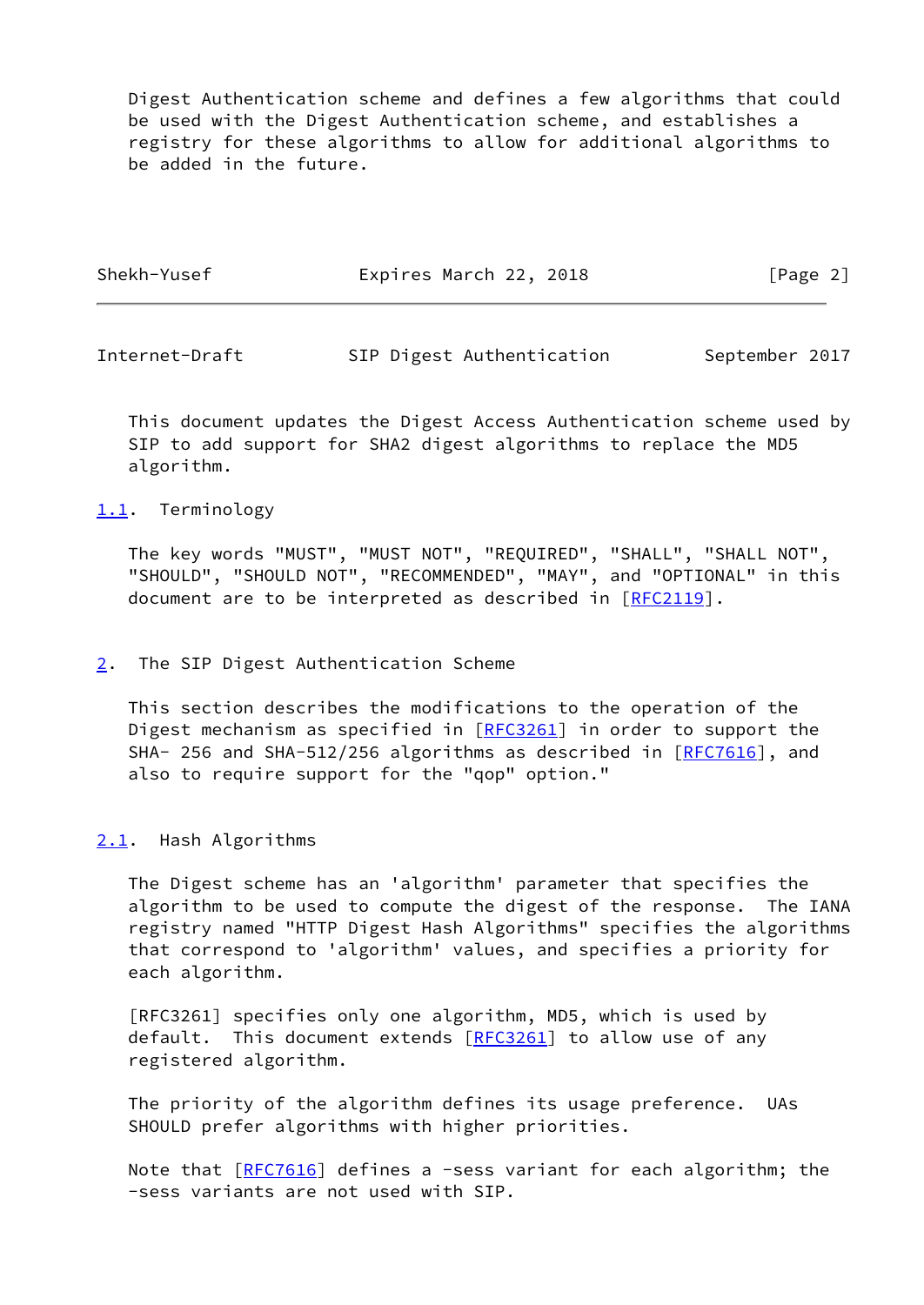Digest Authentication scheme and defines a few algorithms that could be used with the Digest Authentication scheme, and establishes a registry for these algorithms to allow for additional algorithms to be added in the future.

This document updates the Digest Access Authentication scheme used by SIP to add support for SHA2 digest algorithms to replace the MD5 algorithm.

### 1.1. Terminology

The key words "MUST", "MUST NOT", "REQUIRED", "SHALL", "SHALL NOT", "SHOULD", "SHOULD NOT", "RECOMMENDED", "MAY", and "OPTIONAL" in this document are to be interpreted as described in [RFC2119].

## 2. The SIP Digest Authentication Scheme

This section describes the modifications to the operation of the Digest mechanism as specified in [RFC3261] in order to support the SHA- 256 and SHA-512/256 algorithms as described in [RFC7616], and also to require support for the "qop" option."

### 2.1. Hash Algorithms

The Digest scheme has an 'algorithm' parameter that specifies the algorithm to be used to compute the digest of the response. The IANA registry named "HTTP Digest Hash Algorithms" specifies the algorithms that correspond to 'algorithm' values, and specifies a priority for each algorithm.

[RFC3261] specifies only one algorithm, MD5, which is used by default. This document extends [RFC3261] to allow use of any registered algorithm.

The priority of the algorithm defines its usage preference. UAs SHOULD prefer algorithms with higher priorities.

Note that [RFC7616] defines a -sess variant for each algorithm; the -sess variants are not used with SIP.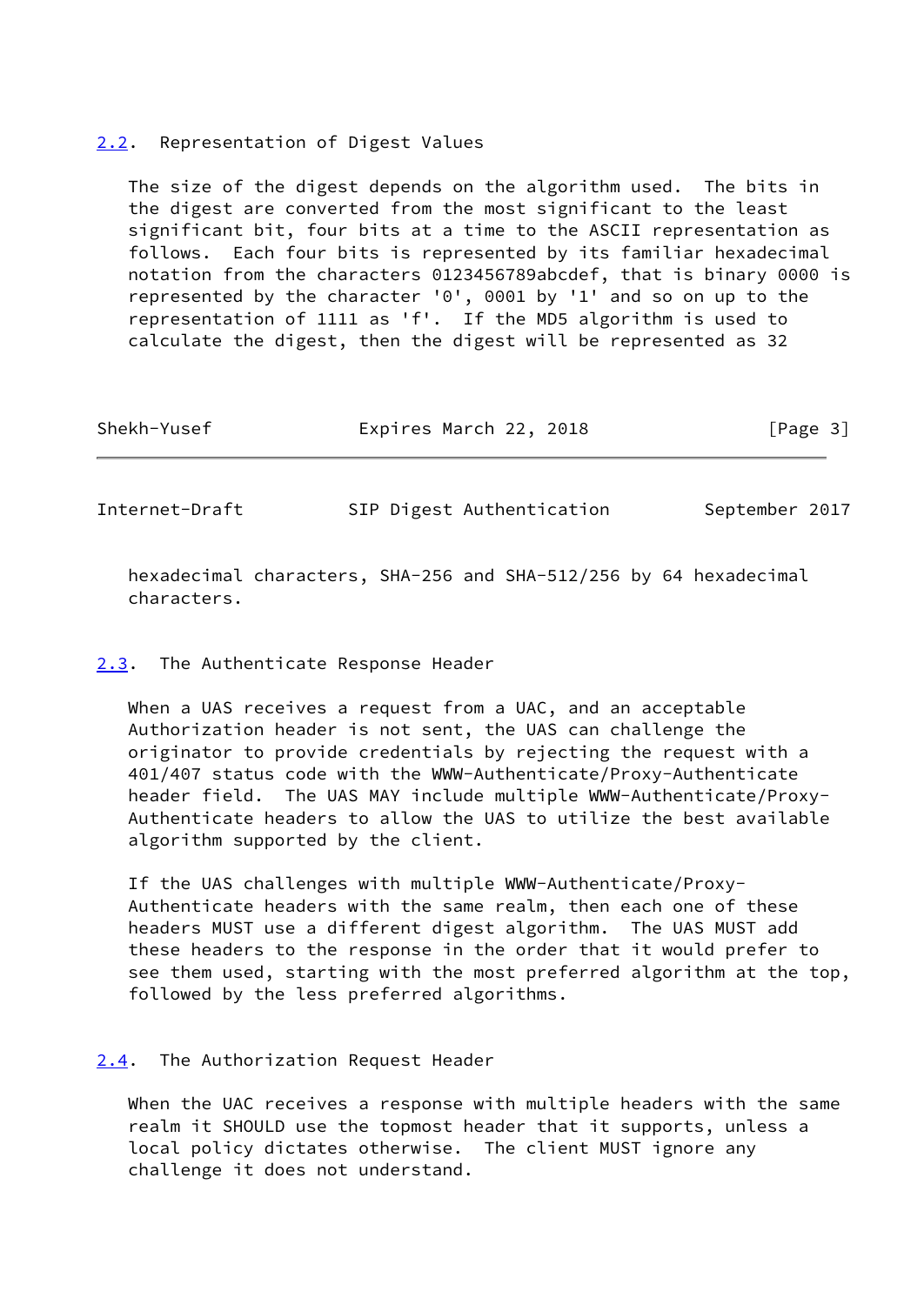## 2.2. Representation of Digest Values

The size of the digest depends on the algorithm used. The bits in the digest are converted from the most significant to the least significant bit, four bits at a time to the ASCII representation as follows. Each four bits is represented by its familiar hexadecimal notation from the characters 0123456789abcdef, that is binary 0000 is represented by the character '0', 0001 by '1' and so on up to the representation of 1111 as 'f'. If the MD5 algorithm is used to calculate the digest, then the digest will be represented as 32 hexadecimal characters, SHA-256 and SHA-512/256 by 64 hexadecimal characters.

## 2.3. The Authenticate Response Header

When a UAS receives a request from a UAC, and an acceptable Authorization header is not sent, the UAS can challenge the originator to provide credentials by rejecting the request with a 401/407 status code with the WWW-Authenticate/Proxy-Authenticate header field. The UAS MAY include multiple WWW-Authenticate/Proxy-Authenticate headers to allow the UAS to utilize the best available algorithm supported by the client.

If the UAS challenges with multiple WWW-Authenticate/Proxy-Authenticate headers with the same realm, then each one of these headers MUST use a different digest algorithm. The UAS MUST add these headers to the response in the order that it would prefer to see them used, starting with the most preferred algorithm at the top, followed by the less preferred algorithms.

## 2.4. The Authorization Request Header

When the UAC receives a response with multiple headers with the same realm it SHOULD use the topmost header that it supports, unless a local policy dictates otherwise. The client MUST ignore any challenge it does not understand.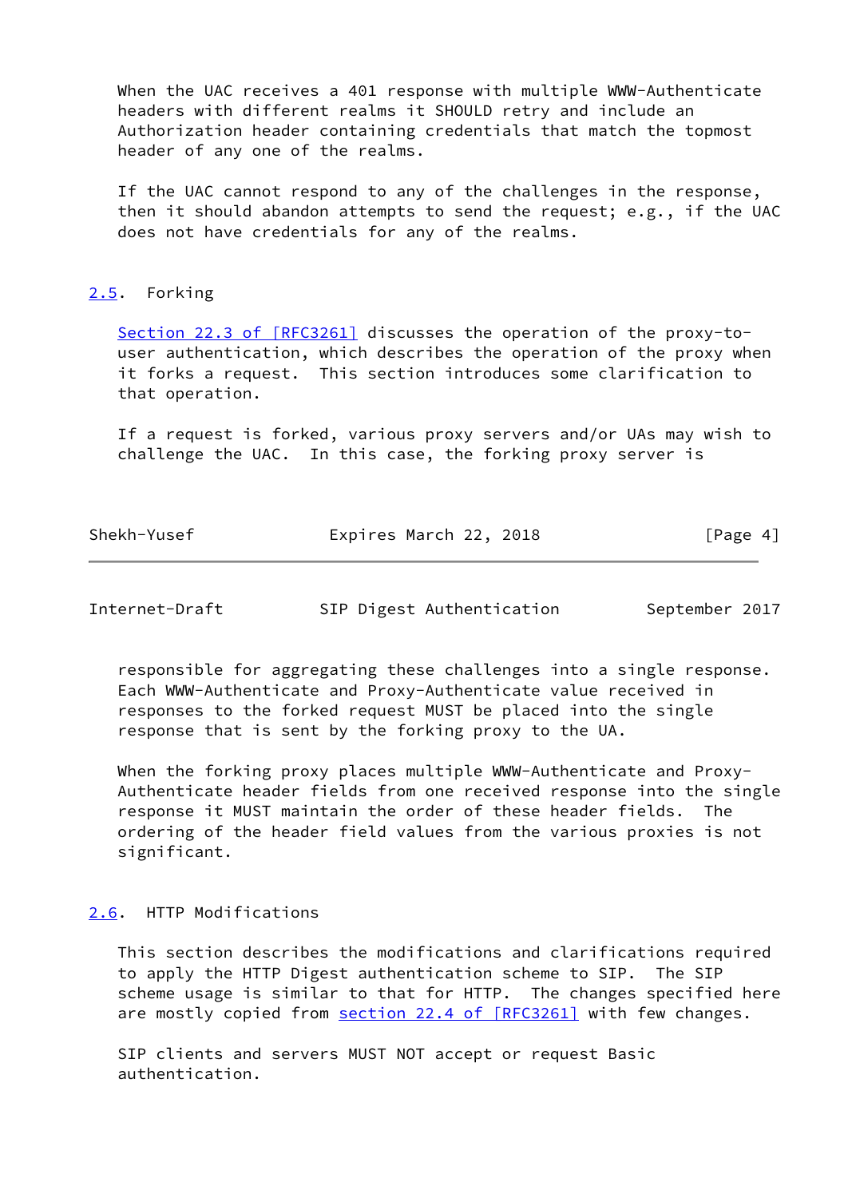When the UAC receives a 401 response with multiple WWW-Authenticate headers with different realms it SHOULD retry and include an Authorization header containing credentials that match the topmost header of any one of the realms.

If the UAC cannot respond to any of the challenges in the response, then it should abandon attempts to send the request; e.g., if the UAC does not have credentials for any of the realms.

## 2.5. Forking

Section 22.3 of [RFC3261] discusses the operation of the proxy-to-user authentication, which describes the operation of the proxy when it forks a request. This section introduces some clarification to that operation.

If a request is forked, various proxy servers and/or UAs may wish to challenge the UAC. In this case, the forking proxy server is responsible for aggregating these challenges into a single response. Each WWW-Authenticate and Proxy-Authenticate value received in responses to the forked request MUST be placed into the single response that is sent by the forking proxy to the UA.

When the forking proxy places multiple WWW-Authenticate and Proxy-Authenticate header fields from one received response into the single response it MUST maintain the order of these header fields. The ordering of the header field values from the various proxies is not significant.

## 2.6. HTTP Modifications

This section describes the modifications and clarifications required to apply the HTTP Digest authentication scheme to SIP. The SIP scheme usage is similar to that for HTTP. The changes specified here are mostly copied from section 22.4 of [RFC3261] with few changes.

SIP clients and servers MUST NOT accept or request Basic authentication.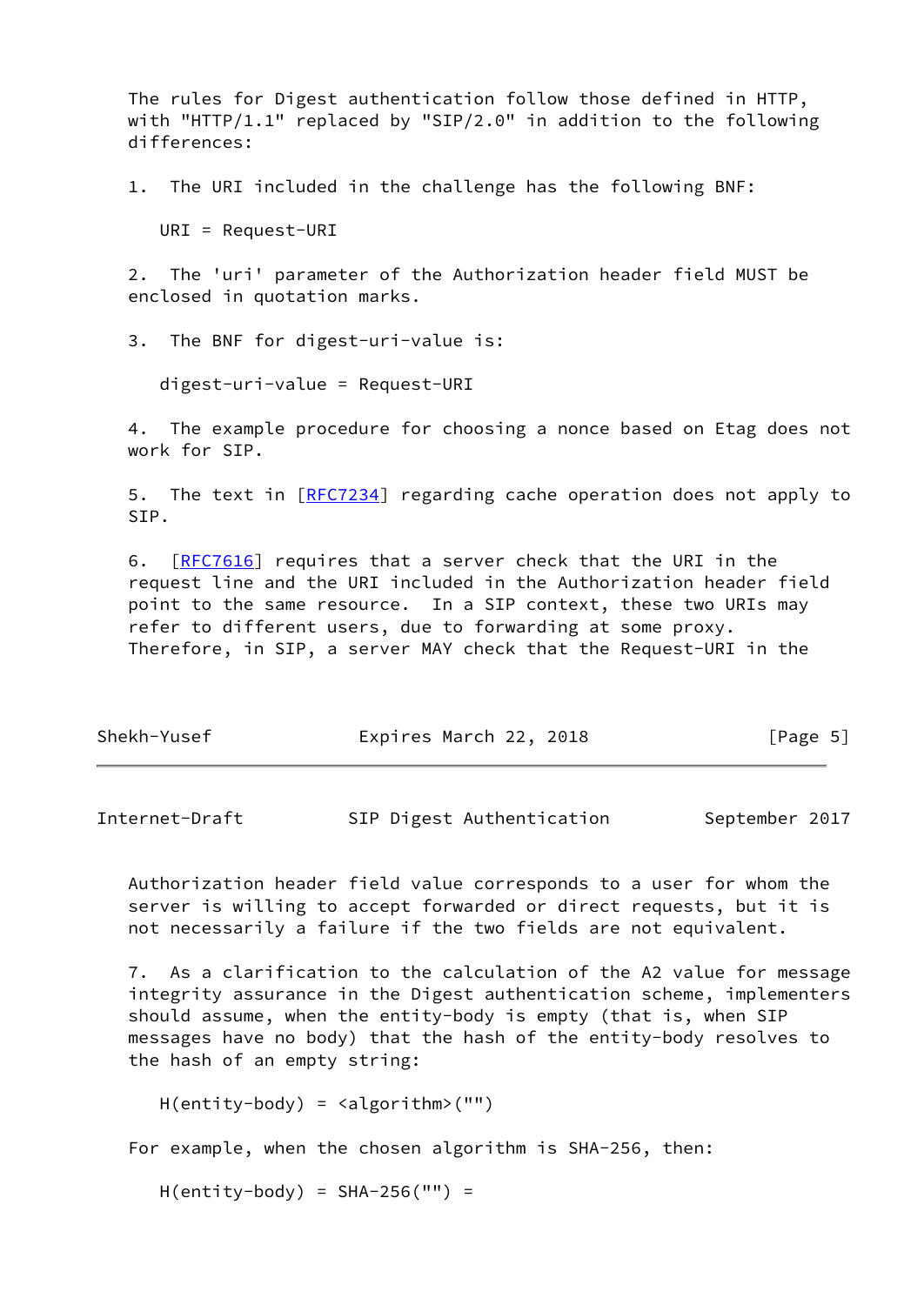The rules for Digest authentication follow those defined in HTTP, with "HTTP/1.1" replaced by "SIP/2.0" in addition to the following differences:

1. The URI included in the challenge has the following BNF:

```
URI = Request-URI
```

2. The 'uri' parameter of the Authorization header field MUST be enclosed in quotation marks.

3. The BNF for digest-uri-value is:

```
digest-uri-value = Request-URI
```

4. The example procedure for choosing a nonce based on Etag does not work for SIP.

5. The text in [RFC7234] regarding cache operation does not apply to SIP.

6. [RFC7616] requires that a server check that the URI in the request line and the URI included in the Authorization header field point to the same resource. In a SIP context, these two URIs may refer to different users, due to forwarding at some proxy. Therefore, in SIP, a server MAY check that the Request-URI in the Authorization header field value corresponds to a user for whom the server is willing to accept forwarded or direct requests, but it is not necessarily a failure if the two fields are not equivalent.

7. As a clarification to the calculation of the A2 value for message integrity assurance in the Digest authentication scheme, implementers should assume, when the entity-body is empty (that is, when SIP messages have no body) that the hash of the entity-body resolves to the hash of an empty string:

```
H(entity-body) = <algorithm>("")
```

For example, when the chosen algorithm is SHA-256, then:

```
H(entity-body) = SHA-256("") =
```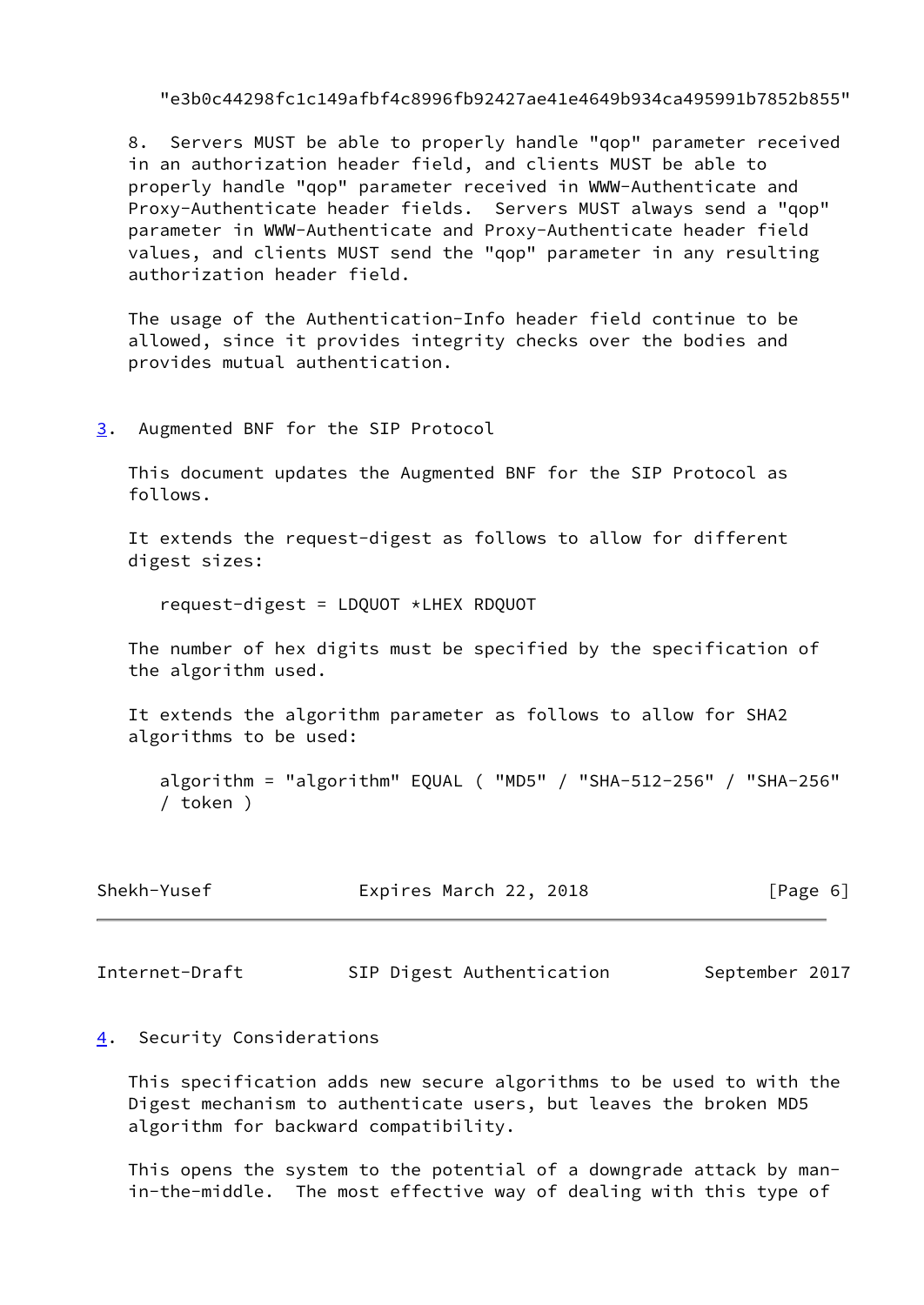"e3b0c44298fc1c149afbf4c8996fb92427ae41e4649b934ca495991b7852b855"

8. Servers MUST be able to properly handle "qop" parameter received in an authorization header field, and clients MUST be able to properly handle "qop" parameter received in WWW-Authenticate and Proxy-Authenticate header fields. Servers MUST always send a "qop" parameter in WWW-Authenticate and Proxy-Authenticate header field values, and clients MUST send the "qop" parameter in any resulting authorization header field.

The usage of the Authentication-Info header field continue to be allowed, since it provides integrity checks over the bodies and provides mutual authentication.

## 3. Augmented BNF for the SIP Protocol

This document updates the Augmented BNF for the SIP Protocol as follows.

It extends the request-digest as follows to allow for different digest sizes:

```
request-digest = LDQUOT *LHEX RDQUOT
```

The number of hex digits must be specified by the specification of the algorithm used.

It extends the algorithm parameter as follows to allow for SHA2 algorithms to be used:

```
algorithm = "algorithm" EQUAL ( "MD5" / "SHA-512-256" / "SHA-256"
/ token )
```

## 4. Security Considerations

This specification adds new secure algorithms to be used to with the Digest mechanism to authenticate users, but leaves the broken MD5 algorithm for backward compatibility.

This opens the system to the potential of a downgrade attack by man-in-the-middle. The most effective way of dealing with this type of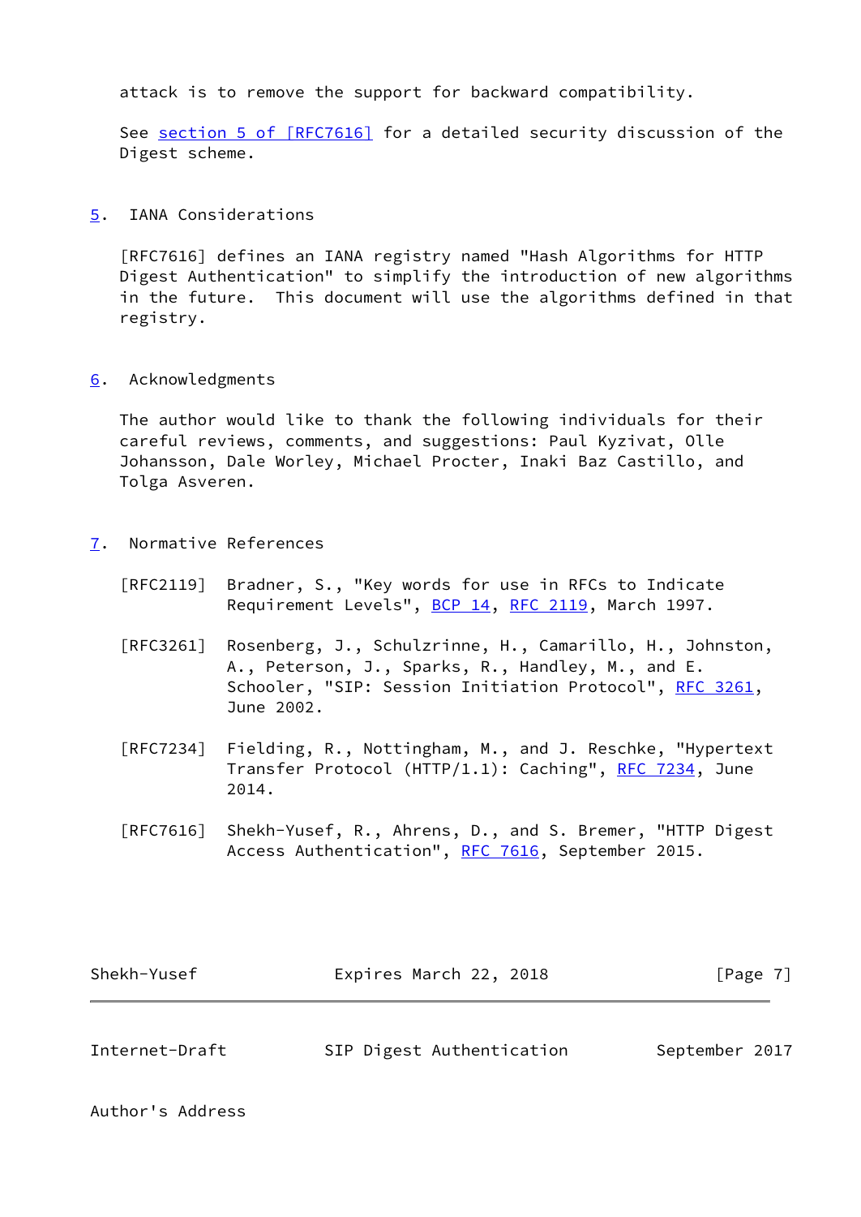attack is to remove the support for backward compatibility.

See section 5 of [RFC7616] for a detailed security discussion of the Digest scheme.

## 5. IANA Considerations

[RFC7616] defines an IANA registry named "Hash Algorithms for HTTP Digest Authentication" to simplify the introduction of new algorithms in the future. This document will use the algorithms defined in that registry.

## 6. Acknowledgments

The author would like to thank the following individuals for their careful reviews, comments, and suggestions: Paul Kyzivat, Olle Johansson, Dale Worley, Michael Procter, Inaki Baz Castillo, and Tolga Asveren.

## 7. Normative References

[RFC2119] Bradner, S., "Key words for use in RFCs to Indicate Requirement Levels", BCP 14, RFC 2119, March 1997.

[RFC3261] Rosenberg, J., Schulzrinne, H., Camarillo, H., Johnston, A., Peterson, J., Sparks, R., Handley, M., and E. Schooler, "SIP: Session Initiation Protocol", RFC 3261, June 2002.

[RFC7234] Fielding, R., Nottingham, M., and J. Reschke, "Hypertext Transfer Protocol (HTTP/1.1): Caching", RFC 7234, June 2014.

[RFC7616] Shekh-Yusef, R., Ahrens, D., and S. Bremer, "HTTP Digest Access Authentication", RFC 7616, September 2015.

Author's Address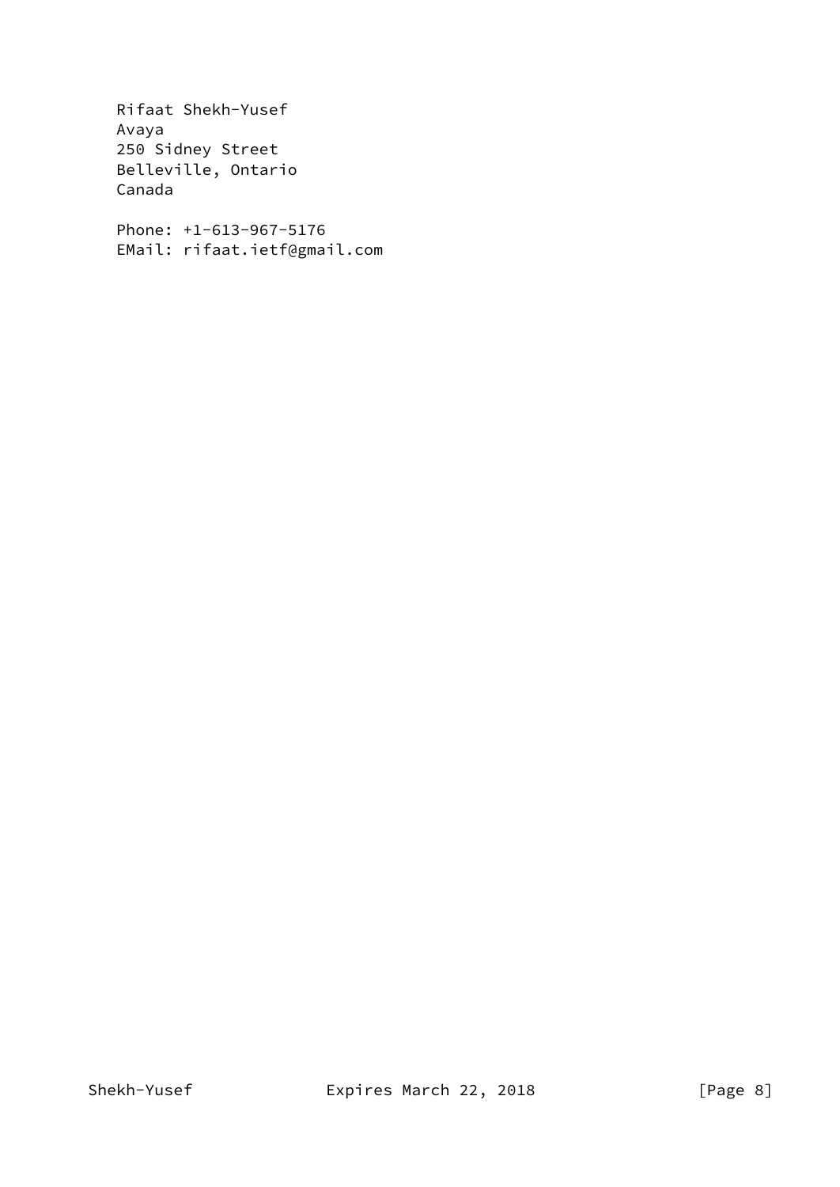Rifaat Shekh-Yusef
Avaya
250 Sidney Street
Belleville, Ontario
Canada

Phone: +1-613-967-5176
EMail: rifaat.ietf@gmail.com